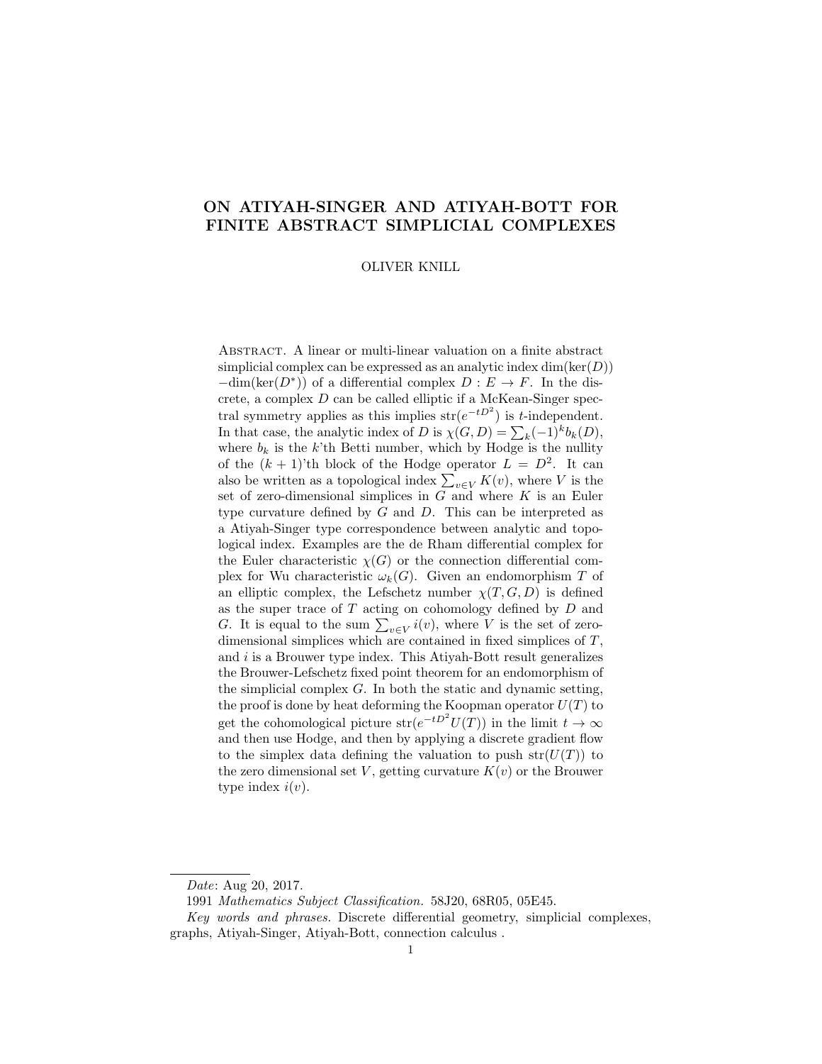# ON ATIYAH-SINGER AND ATIYAH-BOTT FOR FINITE ABSTRACT SIMPLICIAL COMPLEXES

OLIVER KNILL

Abstract. A linear or multi-linear valuation on a finite abstract simplicial complex can be expressed as an analytic index $\dim(\ker(D)) - \dim(\ker(D^*))$ of a differential complex $D : E \to F$. In the discrete, a complex $D$ can be called elliptic if a McKean-Singer spectral symmetry applies as this implies $\text{str}(e^{-tD^2})$ is $t$-independent. In that case, the analytic index of $D$ is $\chi(G, D) = \sum_k (-1)^k b_k(D)$, where $b_k$ is the $k$'th Betti number, which by Hodge is the nullity of the $(k+1)$'th block of the Hodge operator $L = D^2$. It can also be written as a topological index $\sum_{v \in V} K(v)$, where $V$ is the set of zero-dimensional simplices in $G$ and where $K$ is an Euler type curvature defined by $G$ and $D$. This can be interpreted as a Atiyah-Singer type correspondence between analytic and topological index. Examples are the de Rham differential complex for the Euler characteristic $\chi(G)$ or the connection differential complex for Wu characteristic $\omega_k(G)$. Given an endomorphism $T$ of an elliptic complex, the Lefschetz number $\chi(T, G, D)$ is defined as the super trace of $T$ acting on cohomology defined by $D$ and $G$. It is equal to the sum $\sum_{v \in V} i(v)$, where $V$ is the set of zero-dimensional simplices which are contained in fixed simplices of $T$, and $i$ is a Brouwer type index. This Atiyah-Bott result generalizes the Brouwer-Lefschetz fixed point theorem for an endomorphism of the simplicial complex $G$. In both the static and dynamic setting, the proof is done by heat deforming the Koopman operator $U(T)$ to get the cohomological picture $\text{str}(e^{-tD^2} U(T))$ in the limit $t \to \infty$ and then use Hodge, and then by applying a discrete gradient flow to the simplex data defining the valuation to push $\text{str}(U(T))$ to the zero dimensional set $V$, getting curvature $K(v)$ or the Brouwer type index $i(v)$.

---

*Date*: Aug 20, 2017.

1991 *Mathematics Subject Classification.* 58J20, 68R05, 05E45.

*Key words and phrases.* Discrete differential geometry, simplicial complexes, graphs, Atiyah-Singer, Atiyah-Bott, connection calculus .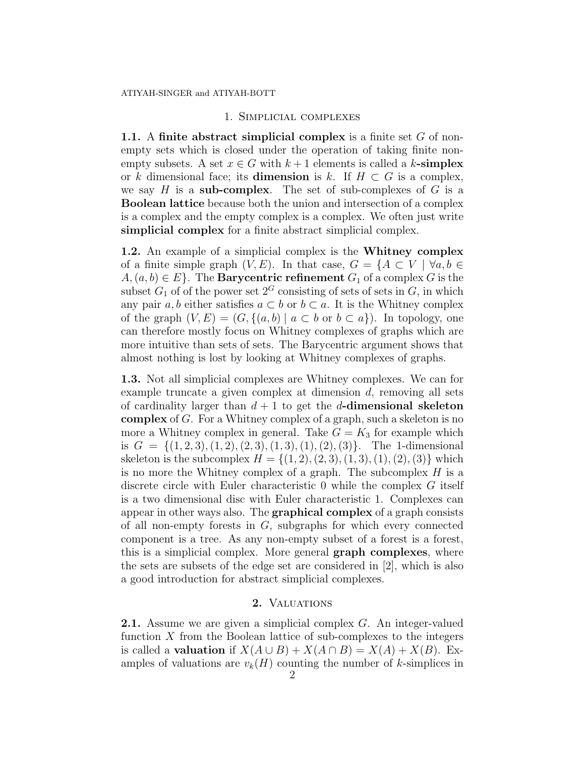## 1. Simplicial complexes

**1.1.** A **finite abstract simplicial complex** is a finite set $G$ of non-empty sets which is closed under the operation of taking finite non-empty subsets. A set $x \in G$ with $k+1$ elements is called a **$k$-simplex** or $k$ dimensional face; its **dimension** is $k$. If $H \subset G$ is a complex, we say $H$ is a **sub-complex**. The set of sub-complexes of $G$ is a **Boolean lattice** because both the union and intersection of a complex is a complex and the empty complex is a complex. We often just write **simplicial complex** for a finite abstract simplicial complex.

**1.2.** An example of a simplicial complex is the **Whitney complex** of a finite simple graph $(V, E)$. In that case, $G = \{A \subset V \mid \forall a, b \in A, (a, b) \in E\}$. The **Barycentric refinement** $G_1$ of a complex $G$ is the subset $G_1$ of of the power set $2^G$ consisting of sets of sets in $G$, in which any pair $a, b$ either satisfies $a \subset b$ or $b \subset a$. It is the Whitney complex of the graph $(V, E) = (G, \{(a, b) \mid a \subset b \text{ or } b \subset a\})$. In topology, one can therefore mostly focus on Whitney complexes of graphs which are more intuitive than sets of sets. The Barycentric argument shows that almost nothing is lost by looking at Whitney complexes of graphs.

**1.3.** Not all simplicial complexes are Whitney complexes. We can for example truncate a given complex at dimension $d$, removing all sets of cardinality larger than $d+1$ to get the **$d$-dimensional skeleton complex** of $G$. For a Whitney complex of a graph, such a skeleton is no more a Whitney complex in general. Take $G = K_3$ for example which is $G = \{(1, 2, 3), (1, 2), (2, 3), (1, 3), (1), (2), (3)\}$. The 1-dimensional skeleton is the subcomplex $H = \{(1, 2), (2, 3), (1, 3), (1), (2), (3)\}$ which is no more the Whitney complex of a graph. The subcomplex $H$ is a discrete circle with Euler characteristic 0 while the complex $G$ itself is a two dimensional disc with Euler characteristic 1. Complexes can appear in other ways also. The **graphical complex** of a graph consists of all non-empty forests in $G$, subgraphs for which every connected component is a tree. As any non-empty subset of a forest is a forest, this is a simplicial complex. More general **graph complexes**, where the sets are subsets of the edge set are considered in [2], which is also a good introduction for abstract simplicial complexes.

## 2. Valuations

**2.1.** Assume we are given a simplicial complex $G$. An integer-valued function $X$ from the Boolean lattice of sub-complexes to the integers is called a **valuation** if $X(A \cup B) + X(A \cap B) = X(A) + X(B)$. Examples of valuations are $v_k(H)$ counting the number of $k$-simplices in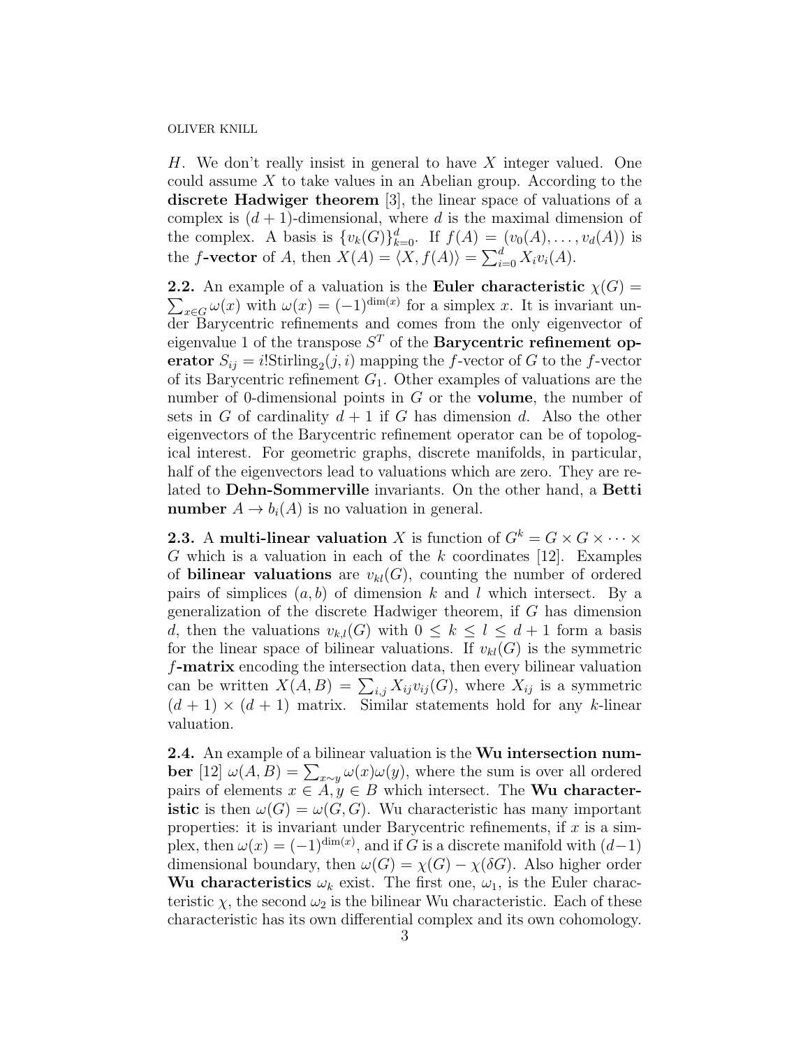$H$. We don't really insist in general to have $X$ integer valued. One could assume $X$ to take values in an Abelian group. According to the **discrete Hadwiger theorem** [3], the linear space of valuations of a complex is $(d+1)$-dimensional, where $d$ is the maximal dimension of the complex. A basis is $\{v_k(G)\}_{k=0}^d$. If $f(A) = (v_0(A), \dots, v_d(A))$ is the $f$**-vector** of $A$, then $X(A) = \langle X, f(A) \rangle = \sum_{i=0}^d X_i v_i(A)$.

**2.2.** An example of a valuation is the **Euler characteristic** $\chi(G) = \sum_{x \in G} \omega(x)$ with $\omega(x) = (-1)^{\dim(x)}$ for a simplex $x$. It is invariant under Barycentric refinements and comes from the only eigenvector of eigenvalue 1 of the transpose $S^T$ of the **Barycentric refinement operator** $S_{ij} = i!\text{Stirling}_2(j,i)$ mapping the $f$-vector of $G$ to the $f$-vector of its Barycentric refinement $G_1$. Other examples of valuations are the number of 0-dimensional points in $G$ or the **volume**, the number of sets in $G$ of cardinality $d+1$ if $G$ has dimension $d$. Also the other eigenvectors of the Barycentric refinement operator can be of topological interest. For geometric graphs, discrete manifolds, in particular, half of the eigenvectors lead to valuations which are zero. They are related to **Dehn-Sommerville** invariants. On the other hand, a **Betti number** $A \to b_i(A)$ is no valuation in general.

**2.3.** A **multi-linear valuation** $X$ is function of $G^k = G \times G \times \cdots \times G$ which is a valuation in each of the $k$ coordinates [12]. Examples of **bilinear valuations** are $v_{kl}(G)$, counting the number of ordered pairs of simplices $(a,b)$ of dimension $k$ and $l$ which intersect. By a generalization of the discrete Hadwiger theorem, if $G$ has dimension $d$, then the valuations $v_{k,l}(G)$ with $0 \leq k \leq l \leq d+1$ form a basis for the linear space of bilinear valuations. If $v_{kl}(G)$ is the symmetric $f$**-matrix** encoding the intersection data, then every bilinear valuation can be written $X(A,B) = \sum_{i,j} X_{ij} v_{ij}(G)$, where $X_{ij}$ is a symmetric $(d+1) \times (d+1)$ matrix. Similar statements hold for any $k$-linear valuation.

**2.4.** An example of a bilinear valuation is the **Wu intersection number** [12] $\omega(A,B) = \sum_{x \sim y} \omega(x)\omega(y)$, where the sum is over all ordered pairs of elements $x \in A, y \in B$ which intersect. The **Wu characteristic** is then $\omega(G) = \omega(G,G)$. Wu characteristic has many important properties: it is invariant under Barycentric refinements, if $x$ is a simplex, then $\omega(x) = (-1)^{\dim(x)}$, and if $G$ is a discrete manifold with $(d-1)$ dimensional boundary, then $\omega(G) = \chi(G) - \chi(\delta G)$. Also higher order **Wu characteristics** $\omega_k$ exist. The first one, $\omega_1$, is the Euler characteristic $\chi$, the second $\omega_2$ is the bilinear Wu characteristic. Each of these characteristic has its own differential complex and its own cohomology.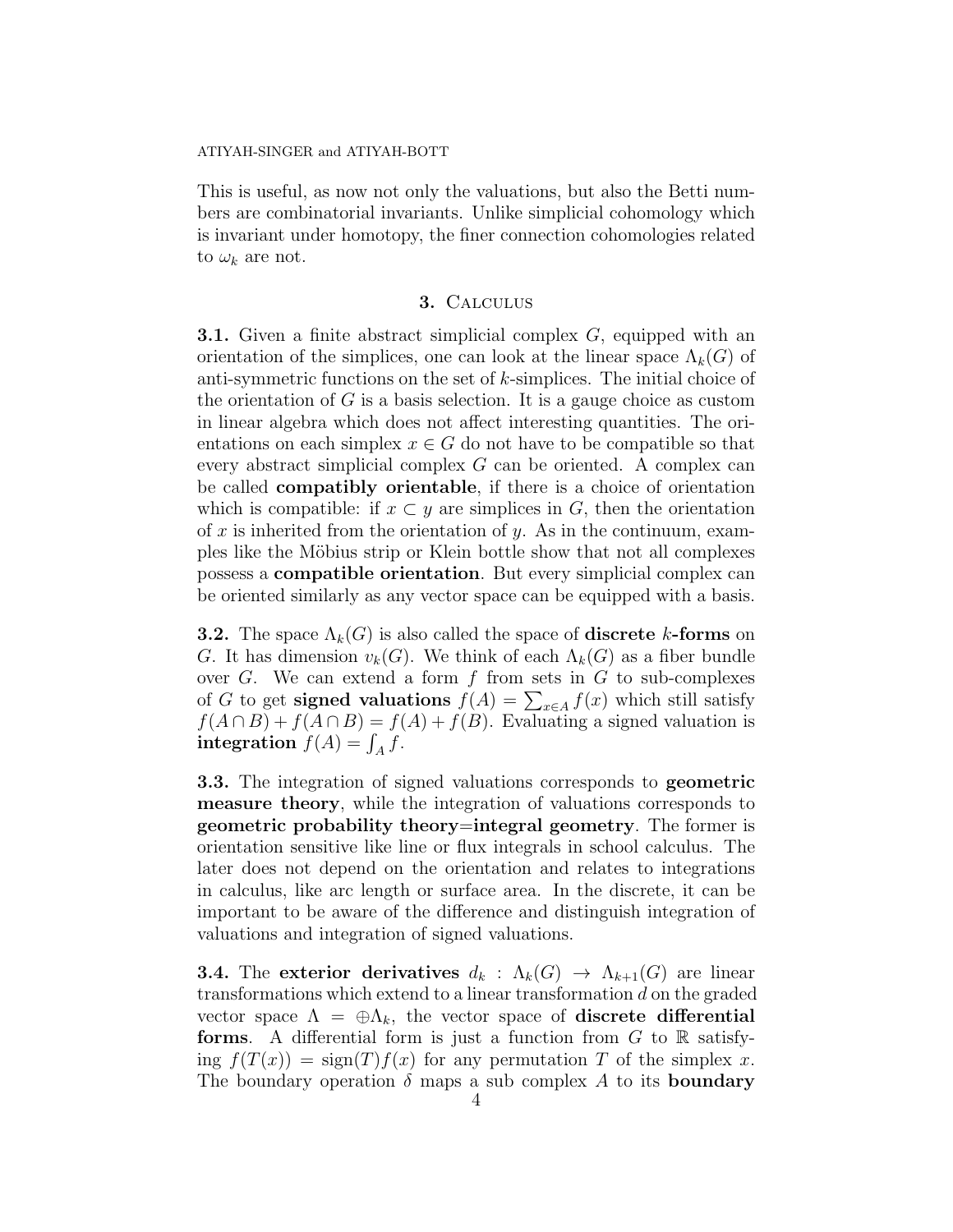This is useful, as now not only the valuations, but also the Betti numbers are combinatorial invariants. Unlike simplicial cohomology which is invariant under homotopy, the finer connection cohomologies related to $\omega_k$ are not.

## 3. Calculus

**3.1.** Given a finite abstract simplicial complex $G$, equipped with an orientation of the simplices, one can look at the linear space $\Lambda_k(G)$ of anti-symmetric functions on the set of $k$-simplices. The initial choice of the orientation of $G$ is a basis selection. It is a gauge choice as custom in linear algebra which does not affect interesting quantities. The orientations on each simplex $x \in G$ do not have to be compatible so that every abstract simplicial complex $G$ can be oriented. A complex can be called **compatibly orientable**, if there is a choice of orientation which is compatible: if $x \subset y$ are simplices in $G$, then the orientation of $x$ is inherited from the orientation of $y$. As in the continuum, examples like the Möbius strip or Klein bottle show that not all complexes possess a **compatible orientation**. But every simplicial complex can be oriented similarly as any vector space can be equipped with a basis.

**3.2.** The space $\Lambda_k(G)$ is also called the space of **discrete $k$-forms** on $G$. It has dimension $v_k(G)$. We think of each $\Lambda_k(G)$ as a fiber bundle over $G$. We can extend a form $f$ from sets in $G$ to sub-complexes of $G$ to get **signed valuations** $f(A) = \sum_{x \in A} f(x)$ which still satisfy $f(A \cap B) + f(A \cap B) = f(A) + f(B)$. Evaluating a signed valuation is **integration** $f(A) = \int_A f$.

**3.3.** The integration of signed valuations corresponds to **geometric measure theory**, while the integration of valuations corresponds to **geometric probability theory=integral geometry**. The former is orientation sensitive like line or flux integrals in school calculus. The later does not depend on the orientation and relates to integrations in calculus, like arc length or surface area. In the discrete, it can be important to be aware of the difference and distinguish integration of valuations and integration of signed valuations.

**3.4.** The **exterior derivatives** $d_k : \Lambda_k(G) \to \Lambda_{k+1}(G)$ are linear transformations which extend to a linear transformation $d$ on the graded vector space $\Lambda = \oplus \Lambda_k$, the vector space of **discrete differential forms**. A differential form is just a function from $G$ to $\mathbb{R}$ satisfying $f(T(x)) = \text{sign}(T) f(x)$ for any permutation $T$ of the simplex $x$. The boundary operation $\delta$ maps a sub complex $A$ to its **boundary**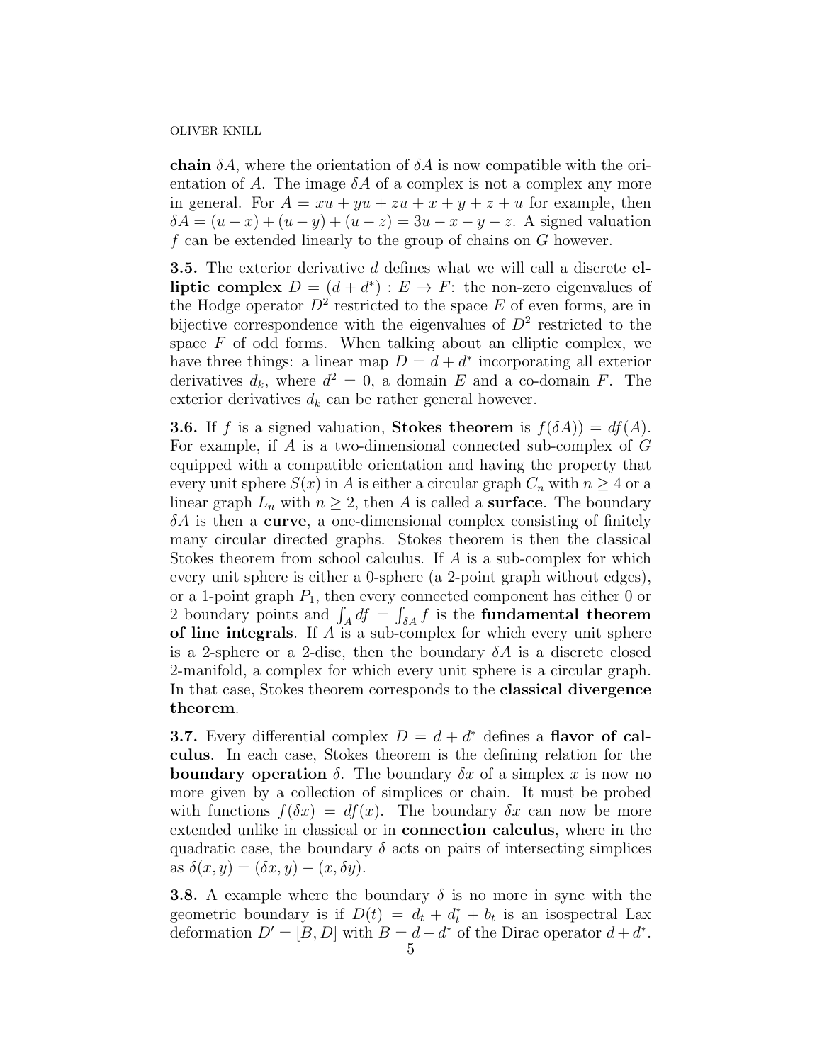**chain** $\delta A$, where the orientation of $\delta A$ is now compatible with the orientation of $A$. The image $\delta A$ of a complex is not a complex any more in general. For $A = xu + yu + zu + x + y + z + u$ for example, then $\delta A = (u - x) + (u - y) + (u - z) = 3u - x - y - z$. A signed valuation $f$ can be extended linearly to the group of chains on $G$ however.

**3.5.** The exterior derivative $d$ defines what we will call a discrete **elliptic complex** $D = (d + d^*) : E \to F$: the non-zero eigenvalues of the Hodge operator $D^2$ restricted to the space $E$ of even forms, are in bijective correspondence with the eigenvalues of $D^2$ restricted to the space $F$ of odd forms. When talking about an elliptic complex, we have three things: a linear map $D = d + d^*$ incorporating all exterior derivatives $d_k$, where $d^2 = 0$, a domain $E$ and a co-domain $F$. The exterior derivatives $d_k$ can be rather general however.

**3.6.** If $f$ is a signed valuation, **Stokes theorem** is $f(\delta A)) = df(A)$. For example, if $A$ is a two-dimensional connected sub-complex of $G$ equipped with a compatible orientation and having the property that every unit sphere $S(x)$ in $A$ is either a circular graph $C_n$ with $n \geq 4$ or a linear graph $L_n$ with $n \geq 2$, then $A$ is called a **surface**. The boundary $\delta A$ is then a **curve**, a one-dimensional complex consisting of finitely many circular directed graphs. Stokes theorem is then the classical Stokes theorem from school calculus. If $A$ is a sub-complex for which every unit sphere is either a 0-sphere (a 2-point graph without edges), or a 1-point graph $P_1$, then every connected component has either 0 or 2 boundary points and $\int_A df = \int_{\delta A} f$ is the **fundamental theorem of line integrals**. If $A$ is a sub-complex for which every unit sphere is a 2-sphere or a 2-disc, then the boundary $\delta A$ is a discrete closed 2-manifold, a complex for which every unit sphere is a circular graph. In that case, Stokes theorem corresponds to the **classical divergence theorem**.

**3.7.** Every differential complex $D = d + d^*$ defines a **flavor of calculus**. In each case, Stokes theorem is the defining relation for the **boundary operation** $\delta$. The boundary $\delta x$ of a simplex $x$ is now no more given by a collection of simplices or chain. It must be probed with functions $f(\delta x) = df(x)$. The boundary $\delta x$ can now be more extended unlike in classical or in **connection calculus**, where in the quadratic case, the boundary $\delta$ acts on pairs of intersecting simplices as $\delta(x, y) = (\delta x, y) - (x, \delta y)$.

**3.8.** A example where the boundary $\delta$ is no more in sync with the geometric boundary is if $D(t) = d_t + d_t^* + b_t$ is an isospectral Lax deformation $D' = [B, D]$ with $B = d - d^*$ of the Dirac operator $d + d^*$.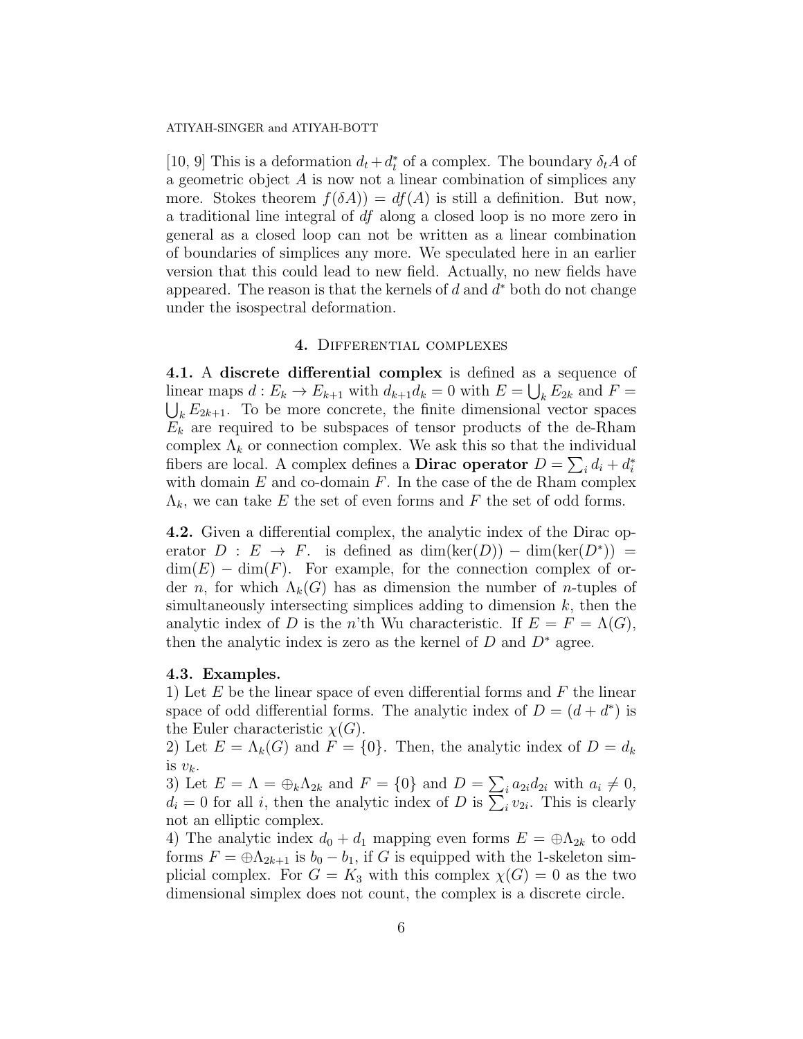[10, 9] This is a deformation $d_t + d_t^*$ of a complex. The boundary $\delta_t A$ of a geometric object $A$ is now not a linear combination of simplices any more. Stokes theorem $f(\delta A)) = df(A)$ is still a definition. But now, a traditional line integral of $df$ along a closed loop is no more zero in general as a closed loop can not be written as a linear combination of boundaries of simplices any more. We speculated here in an earlier version that this could lead to new field. Actually, no new fields have appeared. The reason is that the kernels of $d$ and $d^*$ both do not change under the isospectral deformation.

## 4. Differential complexes

**4.1.** A **discrete differential complex** is defined as a sequence of linear maps $d : E_k \to E_{k+1}$ with $d_{k+1} d_k = 0$ with $E = \bigcup_k E_{2k}$ and $F = \bigcup_k E_{2k+1}$. To be more concrete, the finite dimensional vector spaces $E_k$ are required to be subspaces of tensor products of the de-Rham complex $\Lambda_k$ or connection complex. We ask this so that the individual fibers are local. A complex defines a **Dirac operator** $D = \sum_i d_i + d_i^*$ with domain $E$ and co-domain $F$. In the case of the de Rham complex $\Lambda_k$, we can take $E$ the set of even forms and $F$ the set of odd forms.

**4.2.** Given a differential complex, the analytic index of the Dirac operator $D : E \to F$. is defined as $\dim(\ker(D)) - \dim(\ker(D^*)) = \dim(E) - \dim(F)$. For example, for the connection complex of order $n$, for which $\Lambda_k(G)$ has as dimension the number of $n$-tuples of simultaneously intersecting simplices adding to dimension $k$, then the analytic index of $D$ is the $n$'th Wu characteristic. If $E = F = \Lambda(G)$, then the analytic index is zero as the kernel of $D$ and $D^*$ agree.

**4.3. Examples.**

1) Let $E$ be the linear space of even differential forms and $F$ the linear space of odd differential forms. The analytic index of $D = (d + d^*)$ is the Euler characteristic $\chi(G)$.

2) Let $E = \Lambda_k(G)$ and $F = \{0\}$. Then, the analytic index of $D = d_k$ is $v_k$.

3) Let $E = \Lambda = \oplus_k \Lambda_{2k}$ and $F = \{0\}$ and $D = \sum_i a_{2i} d_{2i}$ with $a_i \neq 0$, $d_i = 0$ for all $i$, then the analytic index of $D$ is $\sum_i v_{2i}$. This is clearly not an elliptic complex.

4) The analytic index $d_0 + d_1$ mapping even forms $E = \oplus \Lambda_{2k}$ to odd forms $F = \oplus \Lambda_{2k+1}$ is $b_0 - b_1$, if $G$ is equipped with the 1-skeleton simplicial complex. For $G = K_3$ with this complex $\chi(G) = 0$ as the two dimensional simplex does not count, the complex is a discrete circle.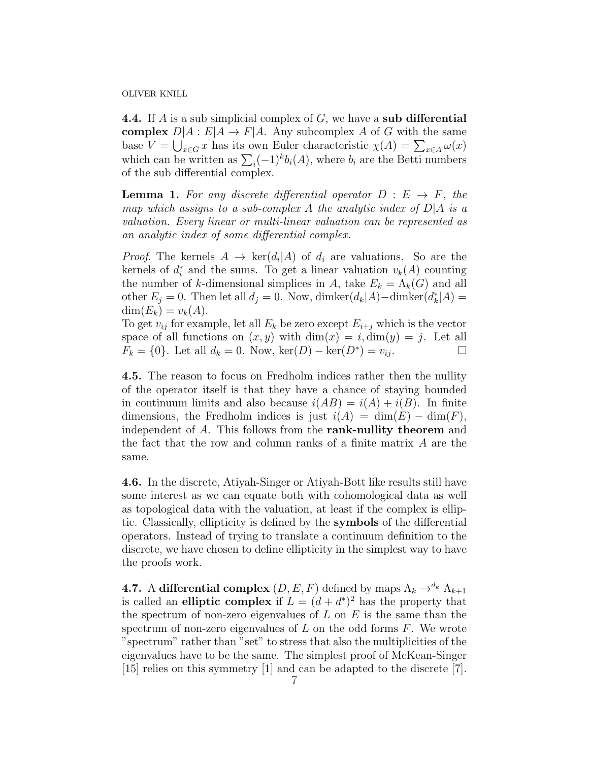**4.4.** If $A$ is a sub simplicial complex of $G$, we have a **sub differential complex** $D|A : E|A \to F|A$. Any subcomplex $A$ of $G$ with the same base $V = \bigcup_{x \in G} x$ has its own Euler characteristic $\chi(A) = \sum_{x \in A} \omega(x)$ which can be written as $\sum_i (-1)^k b_i(A)$, where $b_i$ are the Betti numbers of the sub differential complex.

**Lemma 1.** *For any discrete differential operator $D : E \to F$, the map which assigns to a sub-complex $A$ the analytic index of $D|A$ is a valuation. Every linear or multi-linear valuation can be represented as an analytic index of some differential complex.*

*Proof.* The kernels $A \to \ker(d_i|A)$ of $d_i$ are valuations. So are the kernels of $d_i^*$ and the sums. To get a linear valuation $v_k(A)$ counting the number of $k$-dimensional simplices in $A$, take $E_k = \Lambda_k(G)$ and all other $E_j = 0$. Then let all $d_j = 0$. Now, $\dim\ker(d_k|A) - \dim\ker(d_k^*|A) = \dim(E_k) = v_k(A)$.
To get $v_{ij}$ for example, let all $E_k$ be zero except $E_{i+j}$ which is the vector space of all functions on $(x, y)$ with $\dim(x) = i, \dim(y) = j$. Let all $F_k = \{0\}$. Let all $d_k = 0$. Now, $\ker(D) - \ker(D^*) = v_{ij}$. ☐

**4.5.** The reason to focus on Fredholm indices rather then the nullity of the operator itself is that they have a chance of staying bounded in continuum limits and also because $i(AB) = i(A) + i(B)$. In finite dimensions, the Fredholm indices is just $i(A) = \dim(E) - \dim(F)$, independent of $A$. This follows from the **rank-nullity theorem** and the fact that the row and column ranks of a finite matrix $A$ are the same.

**4.6.** In the discrete, Atiyah-Singer or Atiyah-Bott like results still have some interest as we can equate both with cohomological data as well as topological data with the valuation, at least if the complex is elliptic. Classically, ellipticity is defined by the **symbols** of the differential operators. Instead of trying to translate a continuum definition to the discrete, we have chosen to define ellipticity in the simplest way to have the proofs work.

**4.7.** A **differential complex** $(D, E, F)$ defined by maps $\Lambda_k \to^{d_k} \Lambda_{k+1}$ is called an **elliptic complex** if $L = (d + d^*)^2$ has the property that the spectrum of non-zero eigenvalues of $L$ on $E$ is the same than the spectrum of non-zero eigenvalues of $L$ on the odd forms $F$. We wrote "spectrum" rather than "set" to stress that also the multiplicities of the eigenvalues have to be the same. The simplest proof of McKean-Singer [15] relies on this symmetry [1] and can be adapted to the discrete [7].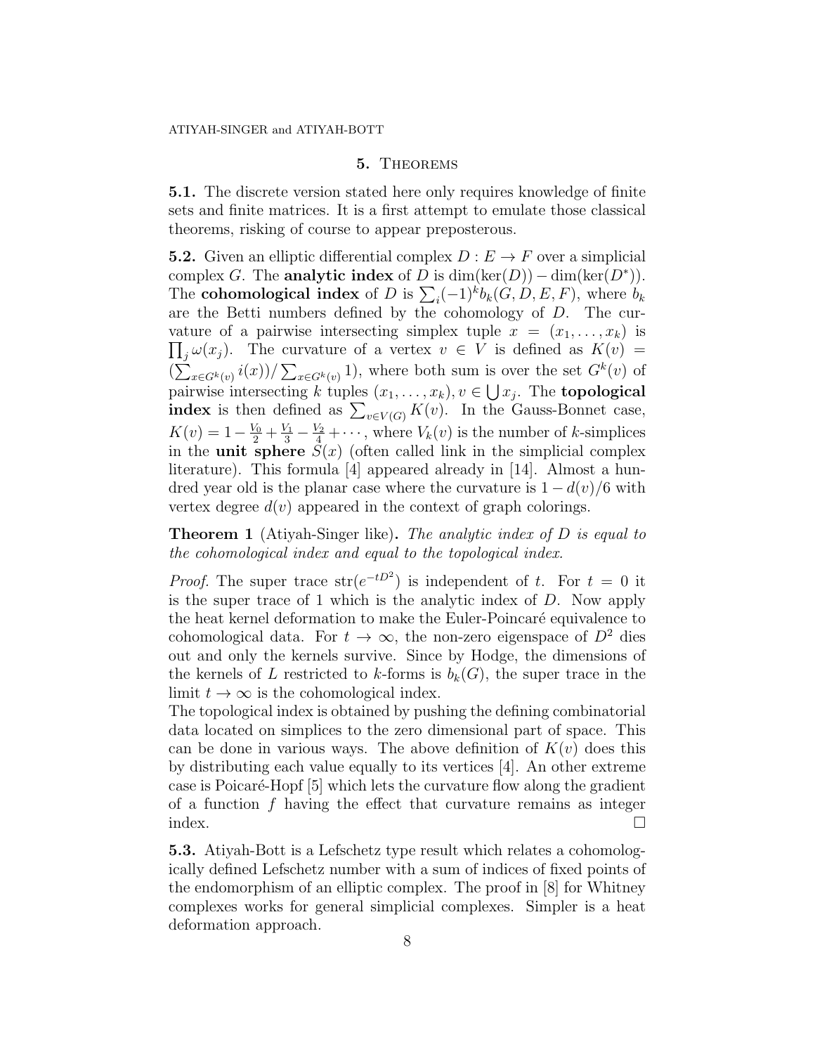## 5. Theorems

**5.1.** The discrete version stated here only requires knowledge of finite sets and finite matrices. It is a first attempt to emulate those classical theorems, risking of course to appear preposterous.

**5.2.** Given an elliptic differential complex $D : E \to F$ over a simplicial complex $G$. The **analytic index** of $D$ is $\dim(\ker(D)) - \dim(\ker(D^*))$. The **cohomological index** of $D$ is $\sum_i (-1)^k b_k(G, D, E, F)$, where $b_k$ are the Betti numbers defined by the cohomology of $D$. The curvature of a pairwise intersecting simplex tuple $x = (x_1, \dots, x_k)$ is $\prod_j \omega(x_j)$. The curvature of a vertex $v \in V$ is defined as $K(v) = (\sum_{x \in G^k(v)} i(x)) / \sum_{x \in G^k(v)} 1)$, where both sum is over the set $G^k(v)$ of pairwise intersecting $k$ tuples $(x_1, \dots, x_k), v \in \bigcup x_j$. The **topological index** is then defined as $\sum_{v \in V(G)} K(v)$. In the Gauss-Bonnet case, $K(v) = 1 - \frac{V_0}{2} + \frac{V_1}{3} - \frac{V_2}{4} + \cdots$, where $V_k(v)$ is the number of $k$-simplices in the **unit sphere** $S(x)$ (often called link in the simplicial complex literature). This formula [4] appeared already in [14]. Almost a hundred year old is the planar case where the curvature is $1 - d(v)/6$ with vertex degree $d(v)$ appeared in the context of graph colorings.

**Theorem 1** (Atiyah-Singer like)**.** *The analytic index of $D$ is equal to the cohomological index and equal to the topological index.*

*Proof.* The super trace $\text{str}(e^{-tD^2})$ is independent of $t$. For $t = 0$ it is the super trace of 1 which is the analytic index of $D$. Now apply the heat kernel deformation to make the Euler-Poincaré equivalence to cohomological data. For $t \to \infty$, the non-zero eigenspace of $D^2$ dies out and only the kernels survive. Since by Hodge, the dimensions of the kernels of $L$ restricted to $k$-forms is $b_k(G)$, the super trace in the limit $t \to \infty$ is the cohomological index.
The topological index is obtained by pushing the defining combinatorial data located on simplices to the zero dimensional part of space. This can be done in various ways. The above definition of $K(v)$ does this by distributing each value equally to its vertices [4]. An other extreme case is Poicaré-Hopf [5] which lets the curvature flow along the gradient of a function $f$ having the effect that curvature remains as integer index. □

**5.3.** Atiyah-Bott is a Lefschetz type result which relates a cohomologically defined Lefschetz number with a sum of indices of fixed points of the endomorphism of an elliptic complex. The proof in [8] for Whitney complexes works for general simplicial complexes. Simpler is a heat deformation approach.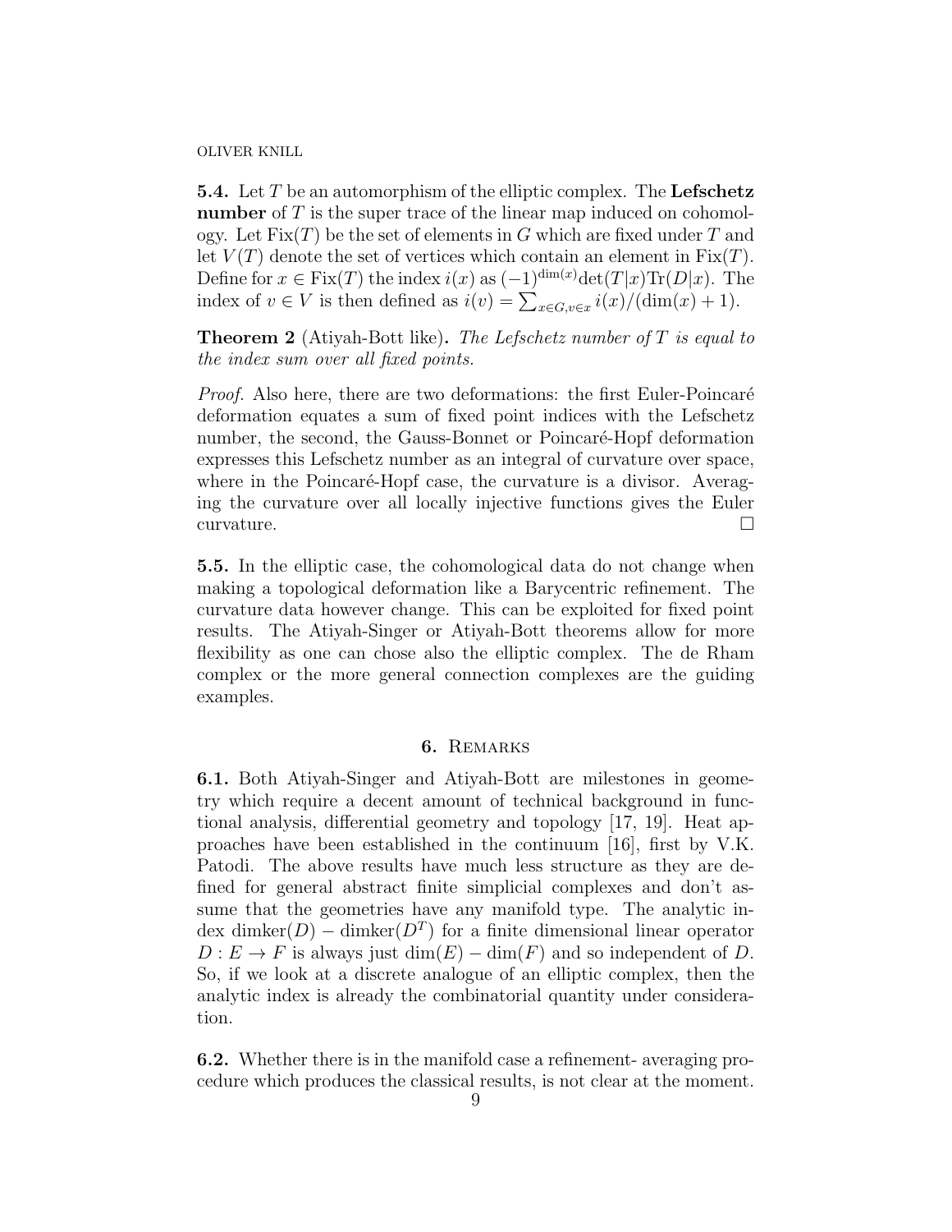**5.4.** Let $T$ be an automorphism of the elliptic complex. The **Lefschetz number** of $T$ is the super trace of the linear map induced on cohomology. Let $\text{Fix}(T)$ be the set of elements in $G$ which are fixed under $T$ and let $V(T)$ denote the set of vertices which contain an element in $\text{Fix}(T)$. Define for $x \in \text{Fix}(T)$ the index $i(x)$ as $(-1)^{\dim(x)}\det(T|x)\text{Tr}(D|x)$. The index of $v \in V$ is then defined as $i(v) = \sum_{x \in G, v \in x} i(x)/(\dim(x)+1)$.

**Theorem 2** (Atiyah-Bott like)**.** *The Lefschetz number of $T$ is equal to the index sum over all fixed points.*

*Proof.* Also here, there are two deformations: the first Euler-Poincaré deformation equates a sum of fixed point indices with the Lefschetz number, the second, the Gauss-Bonnet or Poincaré-Hopf deformation expresses this Lefschetz number as an integral of curvature over space, where in the Poincaré-Hopf case, the curvature is a divisor. Averaging the curvature over all locally injective functions gives the Euler curvature. □

**5.5.** In the elliptic case, the cohomological data do not change when making a topological deformation like a Barycentric refinement. The curvature data however change. This can be exploited for fixed point results. The Atiyah-Singer or Atiyah-Bott theorems allow for more flexibility as one can chose also the elliptic complex. The de Rham complex or the more general connection complexes are the guiding examples.

## 6. Remarks

**6.1.** Both Atiyah-Singer and Atiyah-Bott are milestones in geometry which require a decent amount of technical background in functional analysis, differential geometry and topology [17, 19]. Heat approaches have been established in the continuum [16], first by V.K. Patodi. The above results have much less structure as they are defined for general abstract finite simplicial complexes and don't assume that the geometries have any manifold type. The analytic index $\text{dimker}(D) - \text{dimker}(D^T)$ for a finite dimensional linear operator $D : E \to F$ is always just $\dim(E) - \dim(F)$ and so independent of $D$. So, if we look at a discrete analogue of an elliptic complex, then the analytic index is already the combinatorial quantity under consideration.

**6.2.** Whether there is in the manifold case a refinement- averaging procedure which produces the classical results, is not clear at the moment.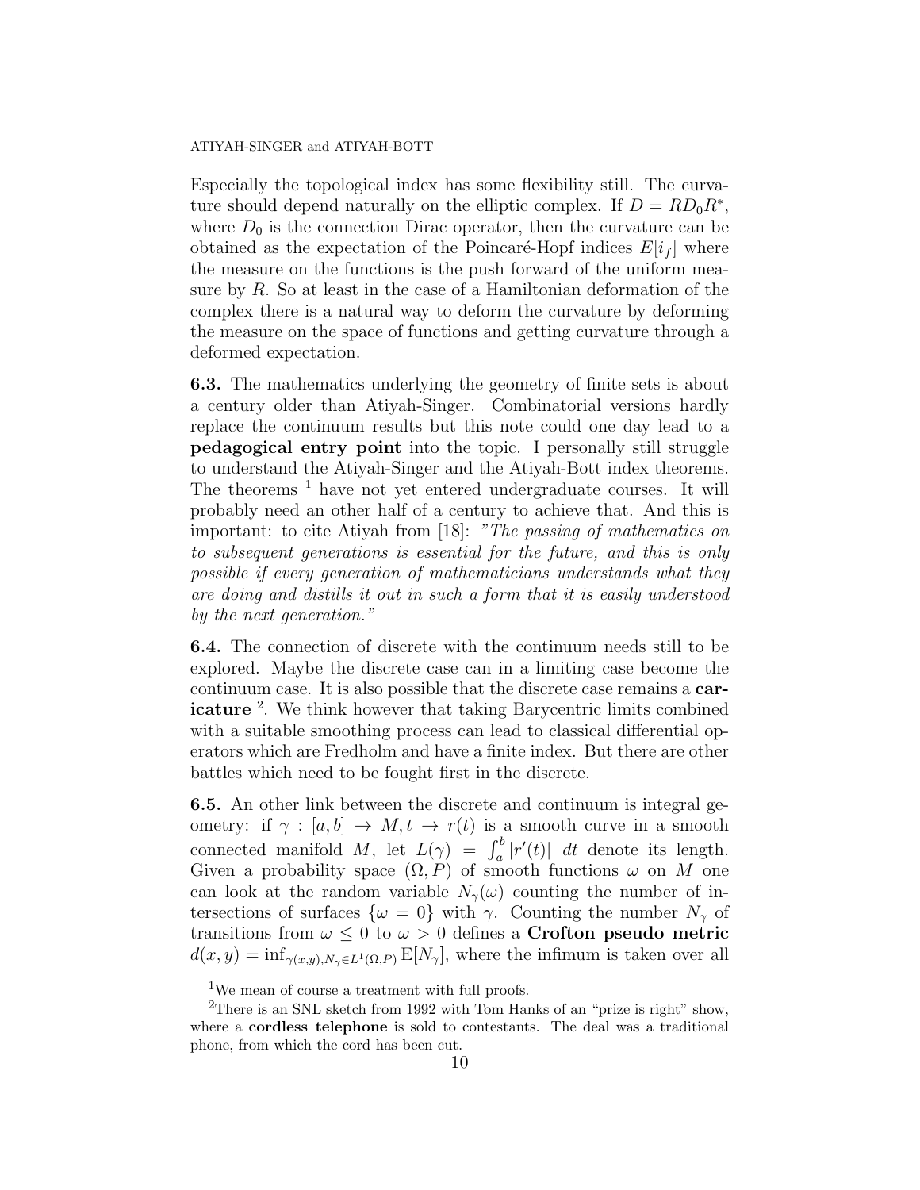Especially the topological index has some flexibility still. The curvature should depend naturally on the elliptic complex. If $D = RD_0R^*$, where $D_0$ is the connection Dirac operator, then the curvature can be obtained as the expectation of the Poincaré-Hopf indices $E[i_f]$ where the measure on the functions is the push forward of the uniform measure by $R$. So at least in the case of a Hamiltonian deformation of the complex there is a natural way to deform the curvature by deforming the measure on the space of functions and getting curvature through a deformed expectation.

**6.3.** The mathematics underlying the geometry of finite sets is about a century older than Atiyah-Singer. Combinatorial versions hardly replace the continuum results but this note could one day lead to a **pedagogical entry point** into the topic. I personally still struggle to understand the Atiyah-Singer and the Atiyah-Bott index theorems. The theorems [1] have not yet entered undergraduate courses. It will probably need an other half of a century to achieve that. And this is important: to cite Atiyah from [18]: *"The passing of mathematics on to subsequent generations is essential for the future, and this is only possible if every generation of mathematicians understands what they are doing and distills it out in such a form that it is easily understood by the next generation."*

**6.4.** The connection of discrete with the continuum needs still to be explored. Maybe the discrete case can in a limiting case become the continuum case. It is also possible that the discrete case remains a **caricature** [2]. We think however that taking Barycentric limits combined with a suitable smoothing process can lead to classical differential operators which are Fredholm and have a finite index. But there are other battles which need to be fought first in the discrete.

**6.5.** An other link between the discrete and continuum is integral geometry: if $\gamma : [a, b] \to M, t \to r(t)$ is a smooth curve in a smooth connected manifold $M$, let $L(\gamma) = \int_a^b |r'(t)| \; dt$ denote its length. Given a probability space $(\Omega, P)$ of smooth functions $\omega$ on $M$ one can look at the random variable $N_\gamma(\omega)$ counting the number of intersections of surfaces $\{\omega = 0\}$ with $\gamma$. Counting the number $N_\gamma$ of transitions from $\omega \leq 0$ to $\omega > 0$ defines a **Crofton pseudo metric** $d(x, y) = \inf_{\gamma(x,y), N_\gamma \in L^1(\Omega,P)} \mathrm{E}[N_\gamma]$, where the infimum is taken over all

[1] We mean of course a treatment with full proofs.

[2] There is an SNL sketch from 1992 with Tom Hanks of an "prize is right" show, where a **cordless telephone** is sold to contestants. The deal was a traditional phone, from which the cord has been cut.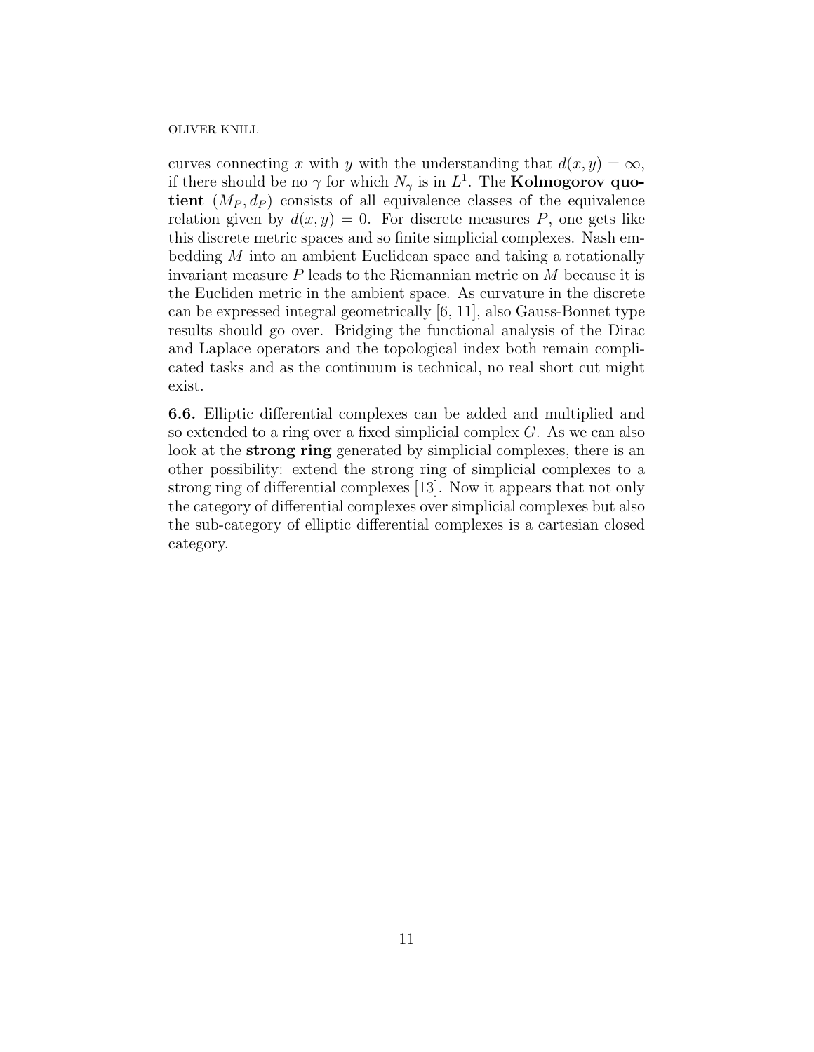curves connecting $x$ with $y$ with the understanding that $d(x, y) = \infty$, if there should be no $\gamma$ for which $N_\gamma$ is in $L^1$. The **Kolmogorov quotient** $(M_P, d_P)$ consists of all equivalence classes of the equivalence relation given by $d(x, y) = 0$. For discrete measures $P$, one gets like this discrete metric spaces and so finite simplicial complexes. Nash embedding $M$ into an ambient Euclidean space and taking a rotationally invariant measure $P$ leads to the Riemannian metric on $M$ because it is the Eucliden metric in the ambient space. As curvature in the discrete can be expressed integral geometrically [6, 11], also Gauss-Bonnet type results should go over. Bridging the functional analysis of the Dirac and Laplace operators and the topological index both remain complicated tasks and as the continuum is technical, no real short cut might exist.

**6.6.** Elliptic differential complexes can be added and multiplied and so extended to a ring over a fixed simplicial complex $G$. As we can also look at the **strong ring** generated by simplicial complexes, there is an other possibility: extend the strong ring of simplicial complexes to a strong ring of differential complexes [13]. Now it appears that not only the category of differential complexes over simplicial complexes but also the sub-category of elliptic differential complexes is a cartesian closed category.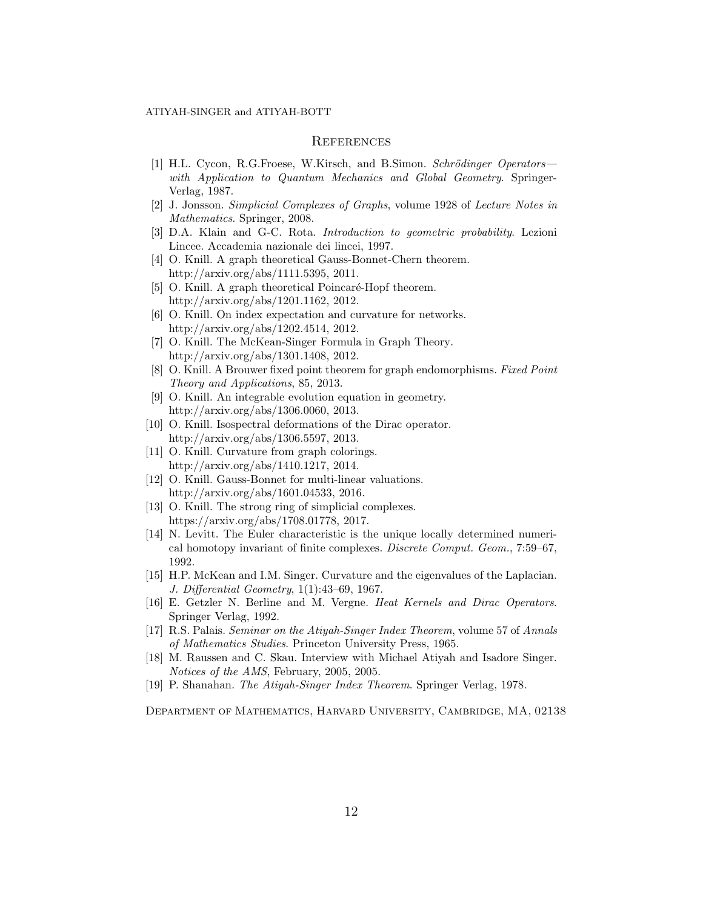## References

[1] H.L. Cycon, R.G.Froese, W.Kirsch, and B.Simon. *Schrödinger Operators—with Application to Quantum Mechanics and Global Geometry*. Springer-Verlag, 1987.

[2] J. Jonsson. *Simplicial Complexes of Graphs*, volume 1928 of *Lecture Notes in Mathematics*. Springer, 2008.

[3] D.A. Klain and G-C. Rota. *Introduction to geometric probability*. Lezioni Lincee. Accademia nazionale dei lincei, 1997.

[4] O. Knill. A graph theoretical Gauss-Bonnet-Chern theorem. http://arxiv.org/abs/1111.5395, 2011.

[5] O. Knill. A graph theoretical Poincaré-Hopf theorem. http://arxiv.org/abs/1201.1162, 2012.

[6] O. Knill. On index expectation and curvature for networks. http://arxiv.org/abs/1202.4514, 2012.

[7] O. Knill. The McKean-Singer Formula in Graph Theory. http://arxiv.org/abs/1301.1408, 2012.

[8] O. Knill. A Brouwer fixed point theorem for graph endomorphisms. *Fixed Point Theory and Applications*, 85, 2013.

[9] O. Knill. An integrable evolution equation in geometry. http://arxiv.org/abs/1306.0060, 2013.

[10] O. Knill. Isospectral deformations of the Dirac operator. http://arxiv.org/abs/1306.5597, 2013.

[11] O. Knill. Curvature from graph colorings. http://arxiv.org/abs/1410.1217, 2014.

[12] O. Knill. Gauss-Bonnet for multi-linear valuations. http://arxiv.org/abs/1601.04533, 2016.

[13] O. Knill. The strong ring of simplicial complexes. https://arxiv.org/abs/1708.01778, 2017.

[14] N. Levitt. The Euler characteristic is the unique locally determined numerical homotopy invariant of finite complexes. *Discrete Comput. Geom.*, 7:59–67, 1992.

[15] H.P. McKean and I.M. Singer. Curvature and the eigenvalues of the Laplacian. *J. Differential Geometry*, 1(1):43–69, 1967.

[16] E. Getzler N. Berline and M. Vergne. *Heat Kernels and Dirac Operators*. Springer Verlag, 1992.

[17] R.S. Palais. *Seminar on the Atiyah-Singer Index Theorem*, volume 57 of *Annals of Mathematics Studies*. Princeton University Press, 1965.

[18] M. Raussen and C. Skau. Interview with Michael Atiyah and Isadore Singer. *Notices of the AMS*, February, 2005, 2005.

[19] P. Shanahan. *The Atiyah-Singer Index Theorem*. Springer Verlag, 1978.

Department of Mathematics, Harvard University, Cambridge, MA, 02138